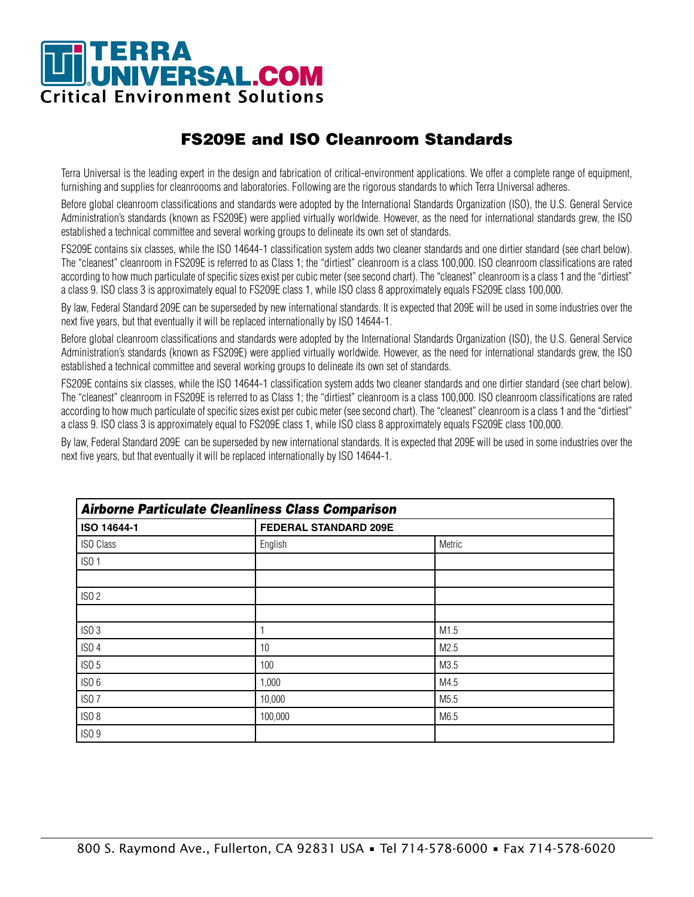## FS209E and ISO Cleanroom Standards

Terra Universal is the leading expert in the design and fabrication of critical-environment applications. We offer a complete range of equipment, furnishing and supplies for cleanroooms and laboratories. Following are the rigorous standards to which Terra Universal adheres.

Before global cleanroom classifications and standards were adopted by the International Standards Organization (ISO), the U.S. General Service Administration's standards (known as FS209E) were applied virtually worldwide. However, as the need for international standards grew, the ISO established a technical committee and several working groups to delineate its own set of standards.

FS209E contains six classes, while the ISO 14644-1 classification system adds two cleaner standards and one dirtier standard (see chart below). The "cleanest" cleanroom in FS209E is referred to as Class 1; the "dirtiest" cleanroom is a class 100,000. ISO cleanroom classifications are rated according to how much particulate of specific sizes exist per cubic meter (see second chart). The "cleanest" cleanroom is a class 1 and the "dirtiest" a class 9. ISO class 3 is approximately equal to FS209E class 1, while ISO class 8 approximately equals FS209E class 100,000.

By law, Federal Standard 209E can be superseded by new international standards. It is expected that 209E will be used in some industries over the next five years, but that eventually it will be replaced internationally by ISO 14644-1.

Before global cleanroom classifications and standards were adopted by the International Standards Organization (ISO), the U.S. General Service Administration's standards (known as FS209E) were applied virtually worldwide. However, as the need for international standards grew, the ISO established a technical committee and several working groups to delineate its own set of standards.

FS209E contains six classes, while the ISO 14644-1 classification system adds two cleaner standards and one dirtier standard (see chart below). The "cleanest" cleanroom in FS209E is referred to as Class 1; the "dirtiest" cleanroom is a class 100,000. ISO cleanroom classifications are rated according to how much particulate of specific sizes exist per cubic meter (see second chart). The "cleanest" cleanroom is a class 1 and the "dirtiest" a class 9. ISO class 3 is approximately equal to FS209E class 1, while ISO class 8 approximately equals FS209E class 100,000.

By law, Federal Standard 209E can be superseded by new international standards. It is expected that 209E will be used in some industries over the next five years, but that eventually it will be replaced internationally by ISO 14644-1.

***Airborne Particulate Cleanliness Class Comparison***

| ISO 14644-1 | FEDERAL STANDARD 209E | |
|---|---|---|
| ISO Class | English | Metric |
| ISO 1 | | |
| | | |
| ISO 2 | | |
| | | |
| ISO 3 | 1 | M1.5 |
| ISO 4 | 10 | M2.5 |
| ISO 5 | 100 | M3.5 |
| ISO 6 | 1,000 | M4.5 |
| ISO 7 | 10,000 | M5.5 |
| ISO 8 | 100,000 | M6.5 |
| ISO 9 | | |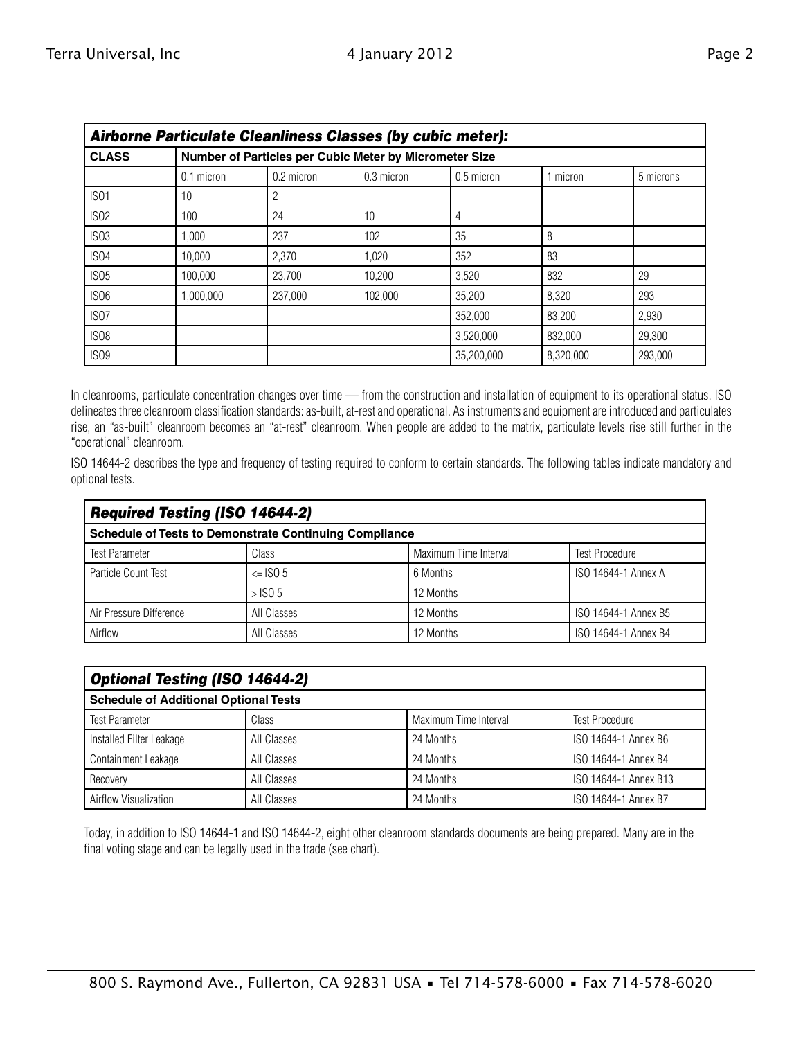| *Airborne Particulate Cleanliness Classes (by cubic meter):* | | | | | | |
|---|---|---|---|---|---|---|
| **CLASS** | **Number of Particles per Cubic Meter by Micrometer Size** | | | | | |
| | 0.1 micron | 0.2 micron | 0.3 micron | 0.5 micron | 1 micron | 5 microns |
| ISO1 | 10 | 2 | | | | |
| ISO2 | 100 | 24 | 10 | 4 | | |
| ISO3 | 1,000 | 237 | 102 | 35 | 8 | |
| ISO4 | 10,000 | 2,370 | 1,020 | 352 | 83 | |
| ISO5 | 100,000 | 23,700 | 10,200 | 3,520 | 832 | 29 |
| ISO6 | 1,000,000 | 237,000 | 102,000 | 35,200 | 8,320 | 293 |
| ISO7 | | | | 352,000 | 83,200 | 2,930 |
| ISO8 | | | | 3,520,000 | 832,000 | 29,300 |
| ISO9 | | | | 35,200,000 | 8,320,000 | 293,000 |

In cleanrooms, particulate concentration changes over time — from the construction and installation of equipment to its operational status. ISO delineates three cleanroom classification standards: as-built, at-rest and operational. As instruments and equipment are introduced and particulates rise, an "as-built" cleanroom becomes an "at-rest" cleanroom. When people are added to the matrix, particulate levels rise still further in the "operational" cleanroom.

ISO 14644-2 describes the type and frequency of testing required to conform to certain standards. The following tables indicate mandatory and optional tests.

| *Required Testing (ISO 14644-2)* | | | |
|---|---|---|---|
| **Schedule of Tests to Demonstrate Continuing Compliance** | | | |
| Test Parameter | Class | Maximum Time Interval | Test Procedure |
| Particle Count Test | <= ISO 5 | 6 Months | ISO 14644-1 Annex A |
| | > ISO 5 | 12 Months | |
| Air Pressure Difference | All Classes | 12 Months | ISO 14644-1 Annex B5 |
| Airflow | All Classes | 12 Months | ISO 14644-1 Annex B4 |

| *Optional Testing (ISO 14644-2)* | | | |
|---|---|---|---|
| **Schedule of Additional Optional Tests** | | | |
| Test Parameter | Class | Maximum Time Interval | Test Procedure |
| Installed Filter Leakage | All Classes | 24 Months | ISO 14644-1 Annex B6 |
| Containment Leakage | All Classes | 24 Months | ISO 14644-1 Annex B4 |
| Recovery | All Classes | 24 Months | ISO 14644-1 Annex B13 |
| Airflow Visualization | All Classes | 24 Months | ISO 14644-1 Annex B7 |

Today, in addition to ISO 14644-1 and ISO 14644-2, eight other cleanroom standards documents are being prepared. Many are in the final voting stage and can be legally used in the trade (see chart).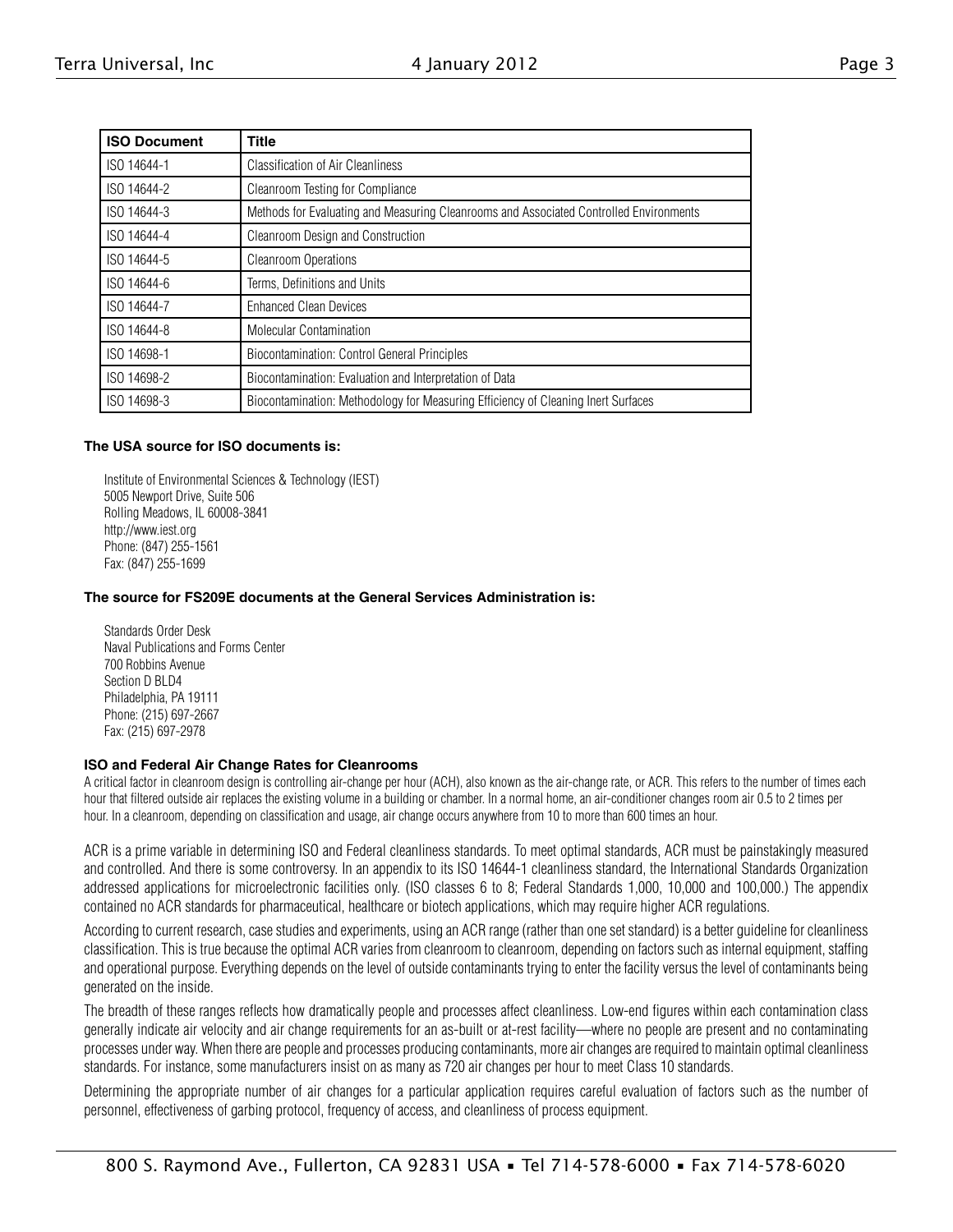| ISO Document | Title |
| --- | --- |
| ISO 14644-1 | Classification of Air Cleanliness |
| ISO 14644-2 | Cleanroom Testing for Compliance |
| ISO 14644-3 | Methods for Evaluating and Measuring Cleanrooms and Associated Controlled Environments |
| ISO 14644-4 | Cleanroom Design and Construction |
| ISO 14644-5 | Cleanroom Operations |
| ISO 14644-6 | Terms, Definitions and Units |
| ISO 14644-7 | Enhanced Clean Devices |
| ISO 14644-8 | Molecular Contamination |
| ISO 14698-1 | Biocontamination: Control General Principles |
| ISO 14698-2 | Biocontamination: Evaluation and Interpretation of Data |
| ISO 14698-3 | Biocontamination: Methodology for Measuring Efficiency of Cleaning Inert Surfaces |

**The USA source for ISO documents is:**

Institute of Environmental Sciences & Technology (IEST)
5005 Newport Drive, Suite 506
Rolling Meadows, IL 60008-3841
http://www.iest.org
Phone: (847) 255-1561
Fax: (847) 255-1699

**The source for FS209E documents at the General Services Administration is:**

Standards Order Desk
Naval Publications and Forms Center
700 Robbins Avenue
Section D BLD4
Philadelphia, PA 19111
Phone: (215) 697-2667
Fax: (215) 697-2978

### ISO and Federal Air Change Rates for Cleanrooms

A critical factor in cleanroom design is controlling air-change per hour (ACH), also known as the air-change rate, or ACR. This refers to the number of times each hour that filtered outside air replaces the existing volume in a building or chamber. In a normal home, an air-conditioner changes room air 0.5 to 2 times per hour. In a cleanroom, depending on classification and usage, air change occurs anywhere from 10 to more than 600 times an hour.

ACR is a prime variable in determining ISO and Federal cleanliness standards. To meet optimal standards, ACR must be painstakingly measured and controlled. And there is some controversy. In an appendix to its ISO 14644-1 cleanliness standard, the International Standards Organization addressed applications for microelectronic facilities only. (ISO classes 6 to 8; Federal Standards 1,000, 10,000 and 100,000.) The appendix contained no ACR standards for pharmaceutical, healthcare or biotech applications, which may require higher ACR regulations.

According to current research, case studies and experiments, using an ACR range (rather than one set standard) is a better guideline for cleanliness classification. This is true because the optimal ACR varies from cleanroom to cleanroom, depending on factors such as internal equipment, staffing and operational purpose. Everything depends on the level of outside contaminants trying to enter the facility versus the level of contaminants being generated on the inside.

The breadth of these ranges reflects how dramatically people and processes affect cleanliness. Low-end figures within each contamination class generally indicate air velocity and air change requirements for an as-built or at-rest facility—where no people are present and no contaminating processes under way. When there are people and processes producing contaminants, more air changes are required to maintain optimal cleanliness standards. For instance, some manufacturers insist on as many as 720 air changes per hour to meet Class 10 standards.

Determining the appropriate number of air changes for a particular application requires careful evaluation of factors such as the number of personnel, effectiveness of garbing protocol, frequency of access, and cleanliness of process equipment.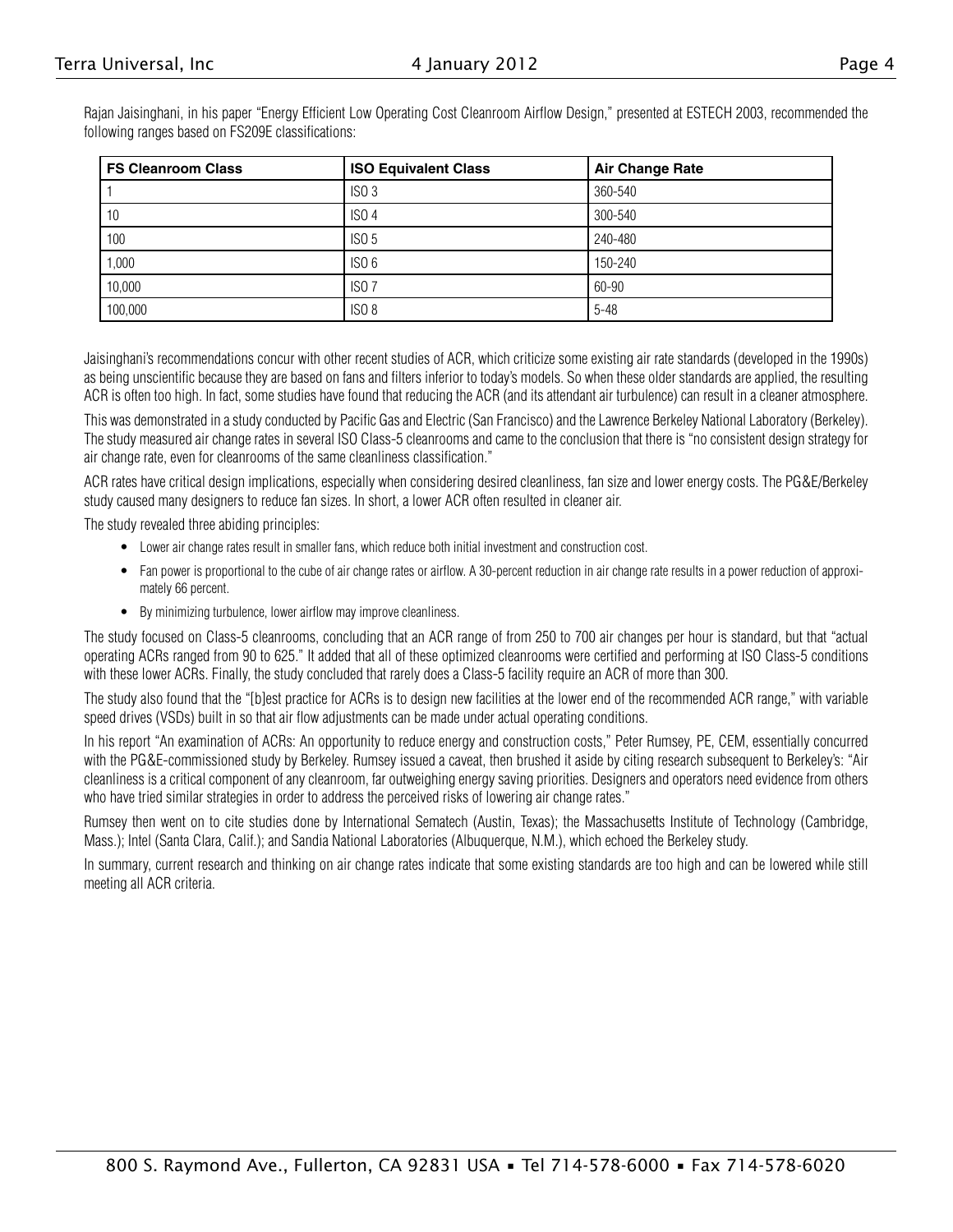Rajan Jaisinghani, in his paper "Energy Efficient Low Operating Cost Cleanroom Airflow Design," presented at ESTECH 2003, recommended the following ranges based on FS209E classifications:

| FS Cleanroom Class | ISO Equivalent Class | Air Change Rate |
|---|---|---|
| 1 | ISO 3 | 360-540 |
| 10 | ISO 4 | 300-540 |
| 100 | ISO 5 | 240-480 |
| 1,000 | ISO 6 | 150-240 |
| 10,000 | ISO 7 | 60-90 |
| 100,000 | ISO 8 | 5-48 |

Jaisinghani's recommendations concur with other recent studies of ACR, which criticize some existing air rate standards (developed in the 1990s) as being unscientific because they are based on fans and filters inferior to today's models. So when these older standards are applied, the resulting ACR is often too high. In fact, some studies have found that reducing the ACR (and its attendant air turbulence) can result in a cleaner atmosphere.

This was demonstrated in a study conducted by Pacific Gas and Electric (San Francisco) and the Lawrence Berkeley National Laboratory (Berkeley). The study measured air change rates in several ISO Class-5 cleanrooms and came to the conclusion that there is "no consistent design strategy for air change rate, even for cleanrooms of the same cleanliness classification."

ACR rates have critical design implications, especially when considering desired cleanliness, fan size and lower energy costs. The PG&E/Berkeley study caused many designers to reduce fan sizes. In short, a lower ACR often resulted in cleaner air.

The study revealed three abiding principles:

- Lower air change rates result in smaller fans, which reduce both initial investment and construction cost.
- Fan power is proportional to the cube of air change rates or airflow. A 30-percent reduction in air change rate results in a power reduction of approximately 66 percent.
- By minimizing turbulence, lower airflow may improve cleanliness.

The study focused on Class-5 cleanrooms, concluding that an ACR range of from 250 to 700 air changes per hour is standard, but that "actual operating ACRs ranged from 90 to 625." It added that all of these optimized cleanrooms were certified and performing at ISO Class-5 conditions with these lower ACRs. Finally, the study concluded that rarely does a Class-5 facility require an ACR of more than 300.

The study also found that the "[b]est practice for ACRs is to design new facilities at the lower end of the recommended ACR range," with variable speed drives (VSDs) built in so that air flow adjustments can be made under actual operating conditions.

In his report "An examination of ACRs: An opportunity to reduce energy and construction costs," Peter Rumsey, PE, CEM, essentially concurred with the PG&E-commissioned study by Berkeley. Rumsey issued a caveat, then brushed it aside by citing research subsequent to Berkeley's: "Air cleanliness is a critical component of any cleanroom, far outweighing energy saving priorities. Designers and operators need evidence from others who have tried similar strategies in order to address the perceived risks of lowering air change rates."

Rumsey then went on to cite studies done by International Sematech (Austin, Texas); the Massachusetts Institute of Technology (Cambridge, Mass.); Intel (Santa Clara, Calif.); and Sandia National Laboratories (Albuquerque, N.M.), which echoed the Berkeley study.

In summary, current research and thinking on air change rates indicate that some existing standards are too high and can be lowered while still meeting all ACR criteria.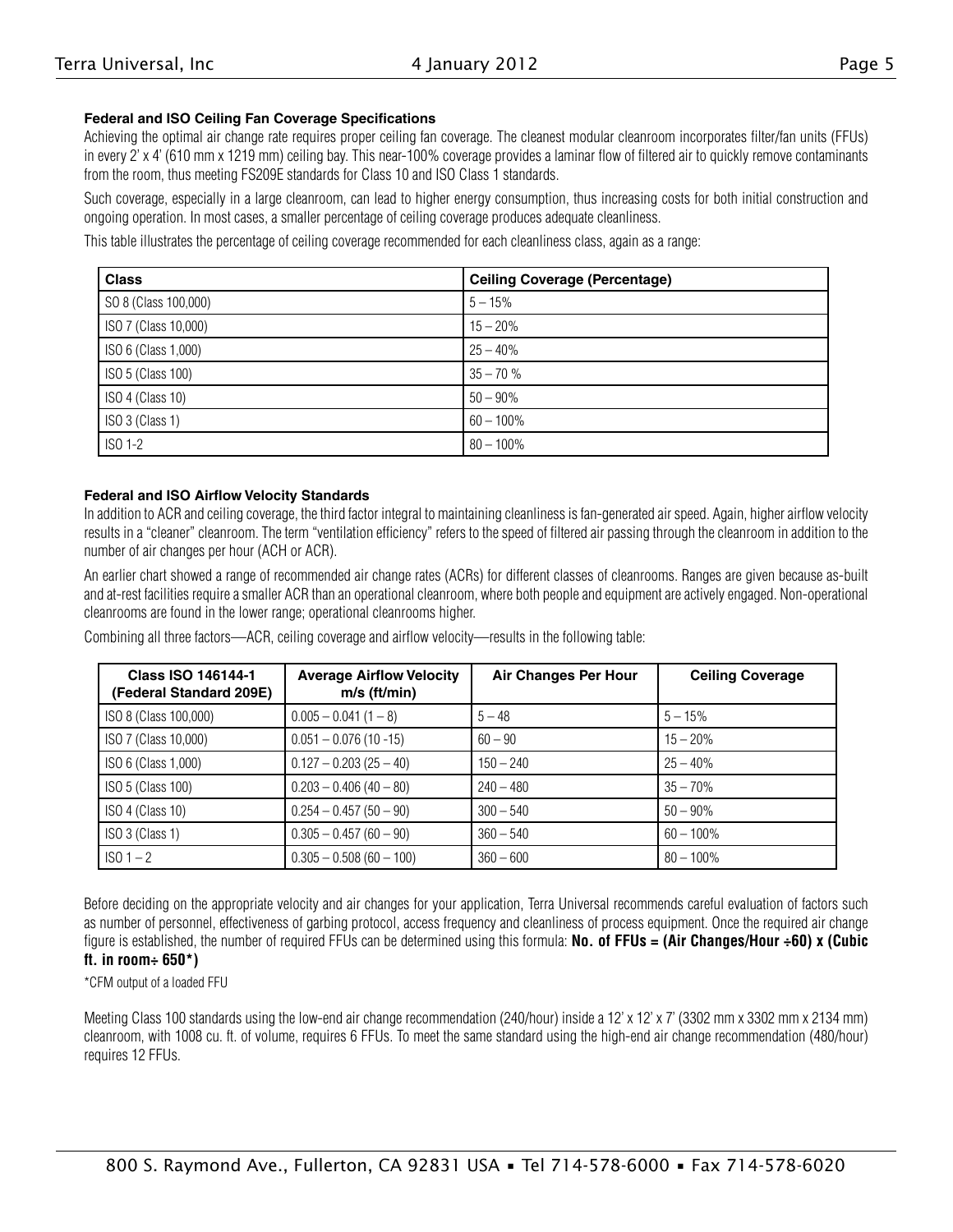### Federal and ISO Ceiling Fan Coverage Specifications

Achieving the optimal air change rate requires proper ceiling fan coverage. The cleanest modular cleanroom incorporates filter/fan units (FFUs) in every 2' x 4' (610 mm x 1219 mm) ceiling bay. This near-100% coverage provides a laminar flow of filtered air to quickly remove contaminants from the room, thus meeting FS209E standards for Class 10 and ISO Class 1 standards.

Such coverage, especially in a large cleanroom, can lead to higher energy consumption, thus increasing costs for both initial construction and ongoing operation. In most cases, a smaller percentage of ceiling coverage produces adequate cleanliness.

This table illustrates the percentage of ceiling coverage recommended for each cleanliness class, again as a range:

| Class | Ceiling Coverage (Percentage) |
|---|---|
| SO 8 (Class 100,000) | 5 – 15% |
| ISO 7 (Class 10,000) | 15 – 20% |
| ISO 6 (Class 1,000) | 25 – 40% |
| ISO 5 (Class 100) | 35 – 70 % |
| ISO 4 (Class 10) | 50 – 90% |
| ISO 3 (Class 1) | 60 – 100% |
| ISO 1-2 | 80 – 100% |

### Federal and ISO Airflow Velocity Standards

In addition to ACR and ceiling coverage, the third factor integral to maintaining cleanliness is fan-generated air speed. Again, higher airflow velocity results in a "cleaner" cleanroom. The term "ventilation efficiency" refers to the speed of filtered air passing through the cleanroom in addition to the number of air changes per hour (ACH or ACR).

An earlier chart showed a range of recommended air change rates (ACRs) for different classes of cleanrooms. Ranges are given because as-built and at-rest facilities require a smaller ACR than an operational cleanroom, where both people and equipment are actively engaged. Non-operational cleanrooms are found in the lower range; operational cleanrooms higher.

Combining all three factors—ACR, ceiling coverage and airflow velocity—results in the following table:

| Class ISO 146144-1 (Federal Standard 209E) | Average Airflow Velocity m/s (ft/min) | Air Changes Per Hour | Ceiling Coverage |
|---|---|---|---|
| ISO 8 (Class 100,000) | 0.005 – 0.041 (1 – 8) | 5 – 48 | 5 – 15% |
| ISO 7 (Class 10,000) | 0.051 – 0.076 (10 -15) | 60 – 90 | 15 – 20% |
| ISO 6 (Class 1,000) | 0.127 – 0.203 (25 – 40) | 150 – 240 | 25 – 40% |
| ISO 5 (Class 100) | 0.203 – 0.406 (40 – 80) | 240 – 480 | 35 – 70% |
| ISO 4 (Class 10) | 0.254 – 0.457 (50 – 90) | 300 – 540 | 50 – 90% |
| ISO 3 (Class 1) | 0.305 – 0.457 (60 – 90) | 360 – 540 | 60 – 100% |
| ISO 1 – 2 | 0.305 – 0.508 (60 – 100) | 360 – 600 | 80 – 100% |

Before deciding on the appropriate velocity and air changes for your application, Terra Universal recommends careful evaluation of factors such as number of personnel, effectiveness of garbing protocol, access frequency and cleanliness of process equipment. Once the required air change figure is established, the number of required FFUs can be determined using this formula: **No. of FFUs = (Air Changes/Hour ÷60) x (Cubic ft. in room÷ 650*)**

*CFM output of a loaded FFU

Meeting Class 100 standards using the low-end air change recommendation (240/hour) inside a 12' x 12' x 7' (3302 mm x 3302 mm x 2134 mm) cleanroom, with 1008 cu. ft. of volume, requires 6 FFUs. To meet the same standard using the high-end air change recommendation (480/hour) requires 12 FFUs.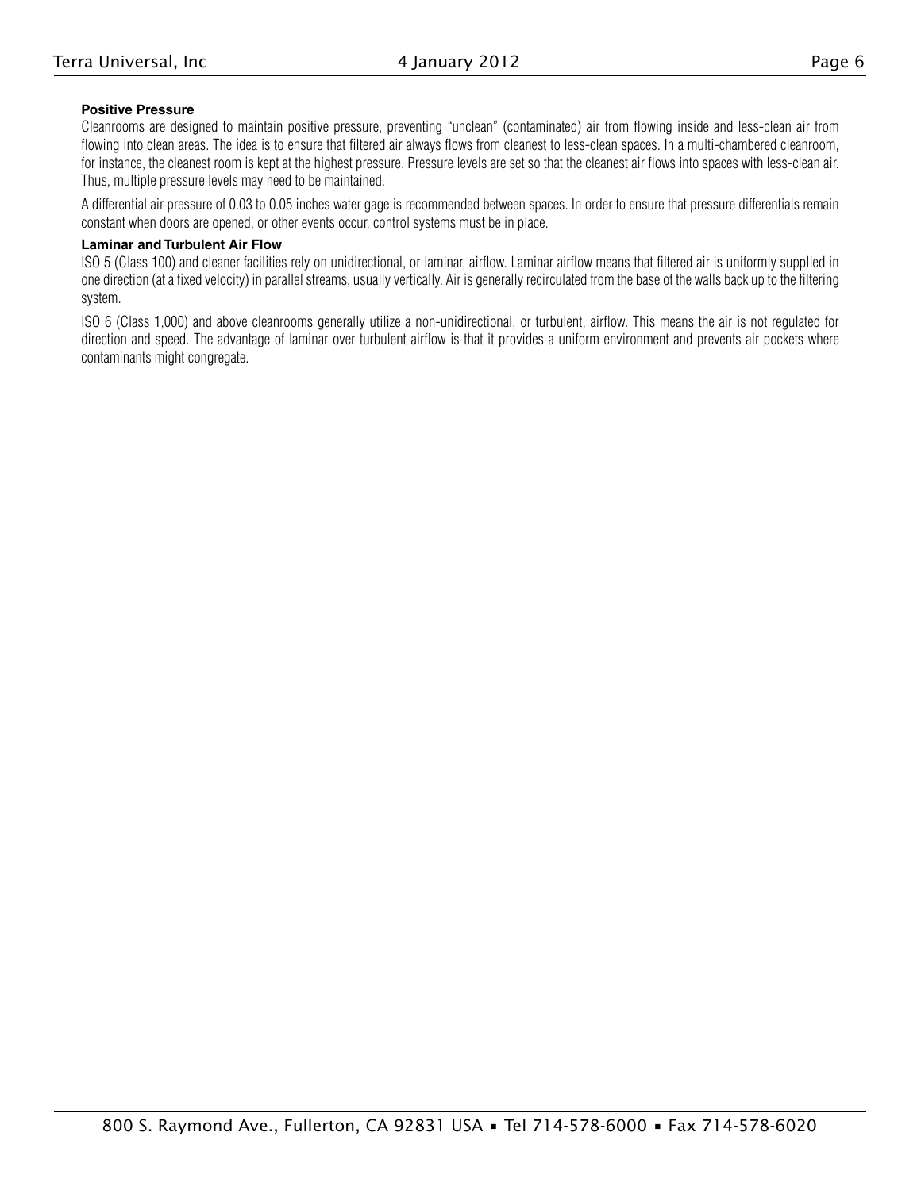**Positive Pressure**

Cleanrooms are designed to maintain positive pressure, preventing "unclean" (contaminated) air from flowing inside and less-clean air from flowing into clean areas. The idea is to ensure that filtered air always flows from cleanest to less-clean spaces. In a multi-chambered cleanroom, for instance, the cleanest room is kept at the highest pressure. Pressure levels are set so that the cleanest air flows into spaces with less-clean air. Thus, multiple pressure levels may need to be maintained.

A differential air pressure of 0.03 to 0.05 inches water gage is recommended between spaces. In order to ensure that pressure differentials remain constant when doors are opened, or other events occur, control systems must be in place.

**Laminar and Turbulent Air Flow**

ISO 5 (Class 100) and cleaner facilities rely on unidirectional, or laminar, airflow. Laminar airflow means that filtered air is uniformly supplied in one direction (at a fixed velocity) in parallel streams, usually vertically. Air is generally recirculated from the base of the walls back up to the filtering system.

ISO 6 (Class 1,000) and above cleanrooms generally utilize a non-unidirectional, or turbulent, airflow. This means the air is not regulated for direction and speed. The advantage of laminar over turbulent airflow is that it provides a uniform environment and prevents air pockets where contaminants might congregate.